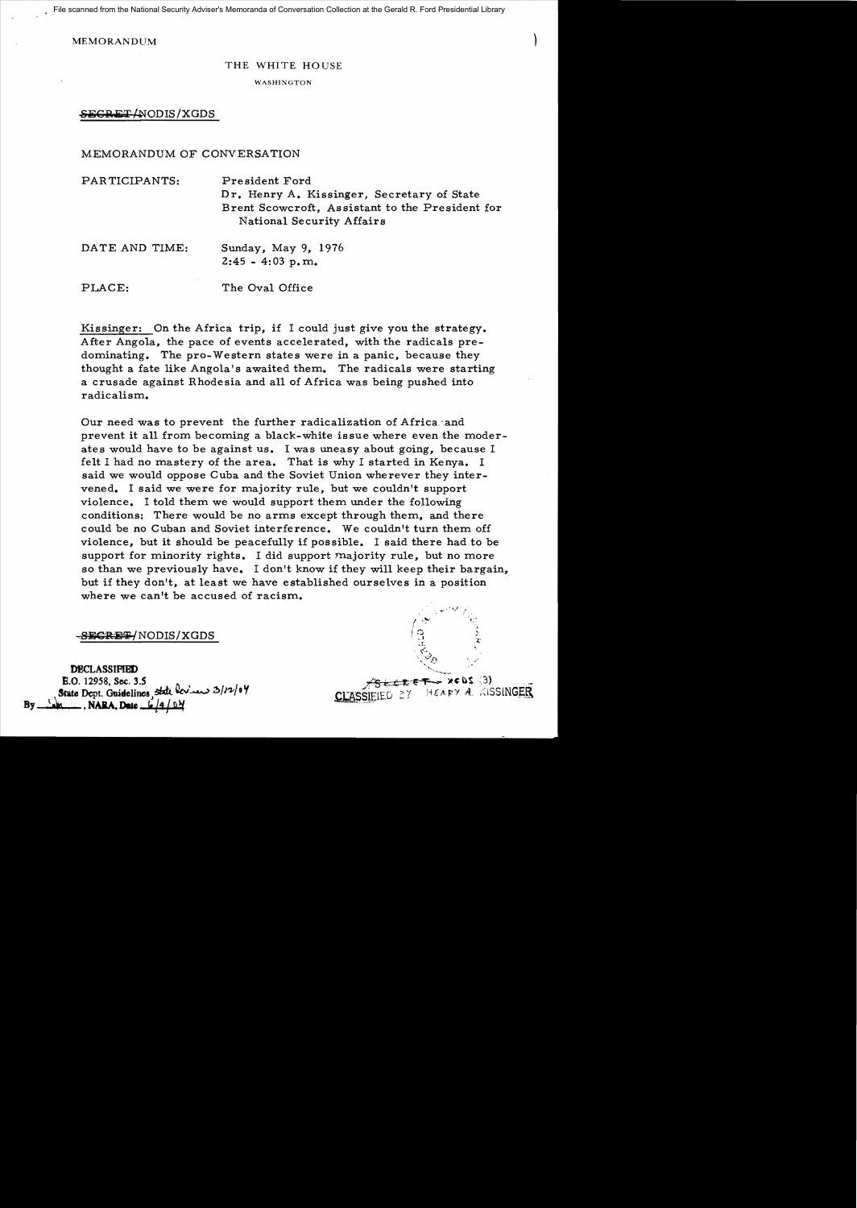File scanned from the National Security Adviser's Memoranda of Conversation Collection at the Gerald R. Ford Presidential Library

MEMORANDUM

THE WHITE HOUSE

WASHINGTON

~~SECRET~~/NODIS/XGDS

MEMORANDUM OF CONVERSATION

PARTICIPANTS: President Ford
Dr. Henry A. Kissinger, Secretary of State
Brent Scowcroft, Assistant to the President for National Security Affairs

DATE AND TIME: Sunday, May 9, 1976
2:45 - 4:03 p.m.

PLACE: The Oval Office

Kissinger: On the Africa trip, if I could just give you the strategy. After Angola, the pace of events accelerated, with the radicals predominating. The pro-Western states were in a panic, because they thought a fate like Angola's awaited them. The radicals were starting a crusade against Rhodesia and all of Africa was being pushed into radicalism.

Our need was to prevent the further radicalization of Africa and prevent it all from becoming a black-white issue where even the moderates would have to be against us. I was uneasy about going, because I felt I had no mastery of the area. That is why I started in Kenya. I said we would oppose Cuba and the Soviet Union wherever they intervened. I said we were for majority rule, but we couldn't support violence. I told them we would support them under the following conditions: There would be no arms except through them, and there could be no Cuban and Soviet interference. We couldn't turn them off violence, but it should be peacefully if possible. I said there had to be support for minority rights. I did support majority rule, but no more so than we previously have. I don't know if they will keep their bargain, but if they don't, at least we have established ourselves in a position where we can't be accused of racism.

~~SECRET~~/NODIS/XGDS

DECLASSIFIED
E.O. 12958, Sec. 3.5
State Dept. Guidelines, State Review 3/12/04
By , NARA, Date 6/9/04

~~SECRET~~ XGDS (3)
CLASSIFIED BY HENRY A. KISSINGER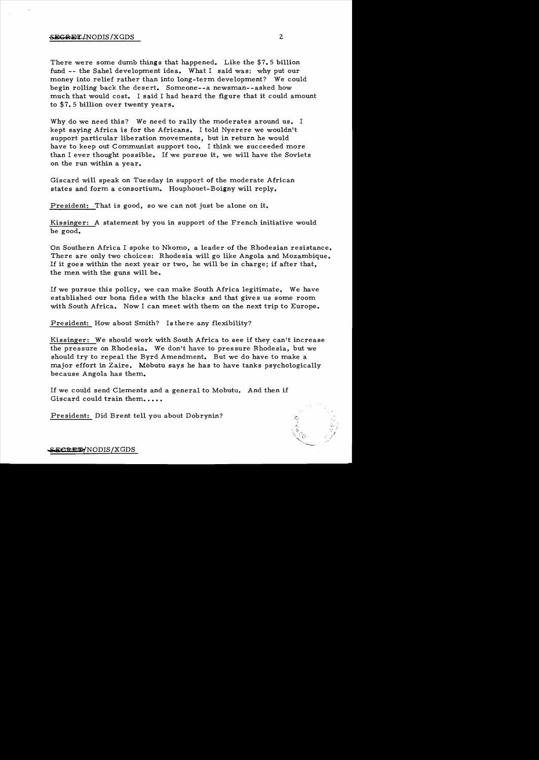There were some dumb things that happened. Like the $7.5 billion fund -- the Sahel development idea. What I said was: why put our money into relief rather than into long-term development? We could begin rolling back the desert. Someone--a newsman--asked how much that would cost. I said I had heard the figure that it could amount to $7.5 billion over twenty years.

Why do we need this? We need to rally the moderates around us. I kept saying Africa is for the Africans. I told Nyerere we wouldn't support particular liberation movements, but in return he would have to keep out Communist support too. I think we succeeded more than I ever thought possible. If we pursue it, we will have the Soviets on the run within a year.

Giscard will speak on Tuesday in support of the moderate African states and form a consortium. Houphouet-Boigny will reply.

President: That is good, so we can not just be alone on it.

Kissinger: A statement by you in support of the French initiative would be good.

On Southern Africa I spoke to Nkomo, a leader of the Rhodesian resistance. There are only two choices: Rhodesia will go like Angola and Mozambique. If it goes within the next year or two, he will be in charge; if after that, the men with the guns will be.

If we pursue this policy, we can make South Africa legitimate. We have established our bona fides with the blacks and that gives us some room with South Africa. Now I can meet with them on the next trip to Europe.

President: How about Smith? Is there any flexibility?

Kissinger: We should work with South Africa to see if they can't increase the pressure on Rhodesia. We don't have to pressure Rhodesia, but we should try to repeal the Byrd Amendment. But we do have to make a major effort in Zaire. Mobutu says he has to have tanks psychologically because Angola has them.

If we could send Clements and a general to Mobutu. And then if Giscard could train them.....

President: Did Brent tell you about Dobrynin?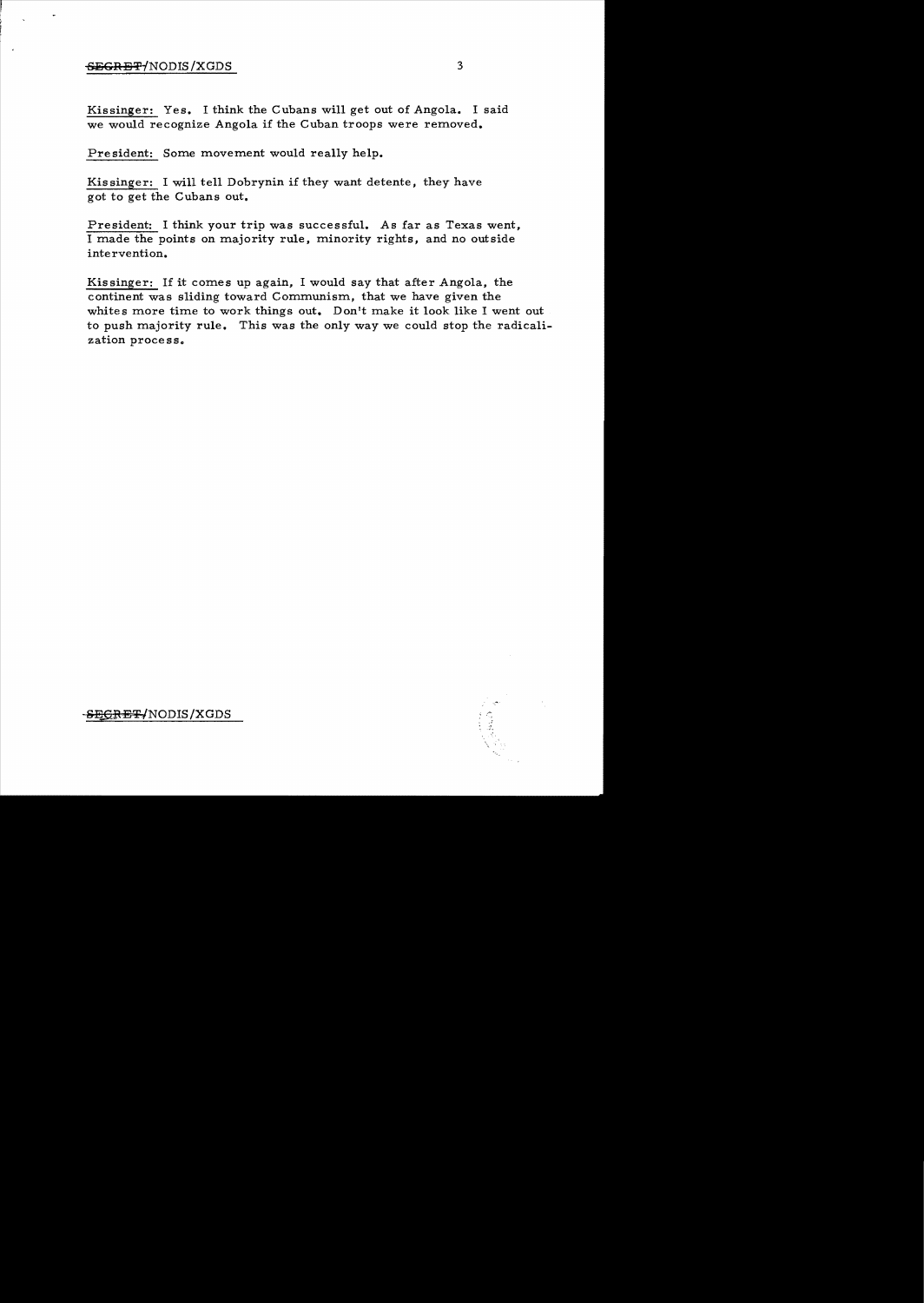Kissinger: Yes. I think the Cubans will get out of Angola. I said we would recognize Angola if the Cuban troops were removed.

President: Some movement would really help.

Kissinger: I will tell Dobrynin if they want detente, they have got to get the Cubans out.

President: I think your trip was successful. As far as Texas went, I made the points on majority rule, minority rights, and no outside intervention.

Kissinger: If it comes up again, I would say that after Angola, the continent was sliding toward Communism, that we have given the whites more time to work things out. Don't make it look like I went out to push majority rule. This was the only way we could stop the radicalization process.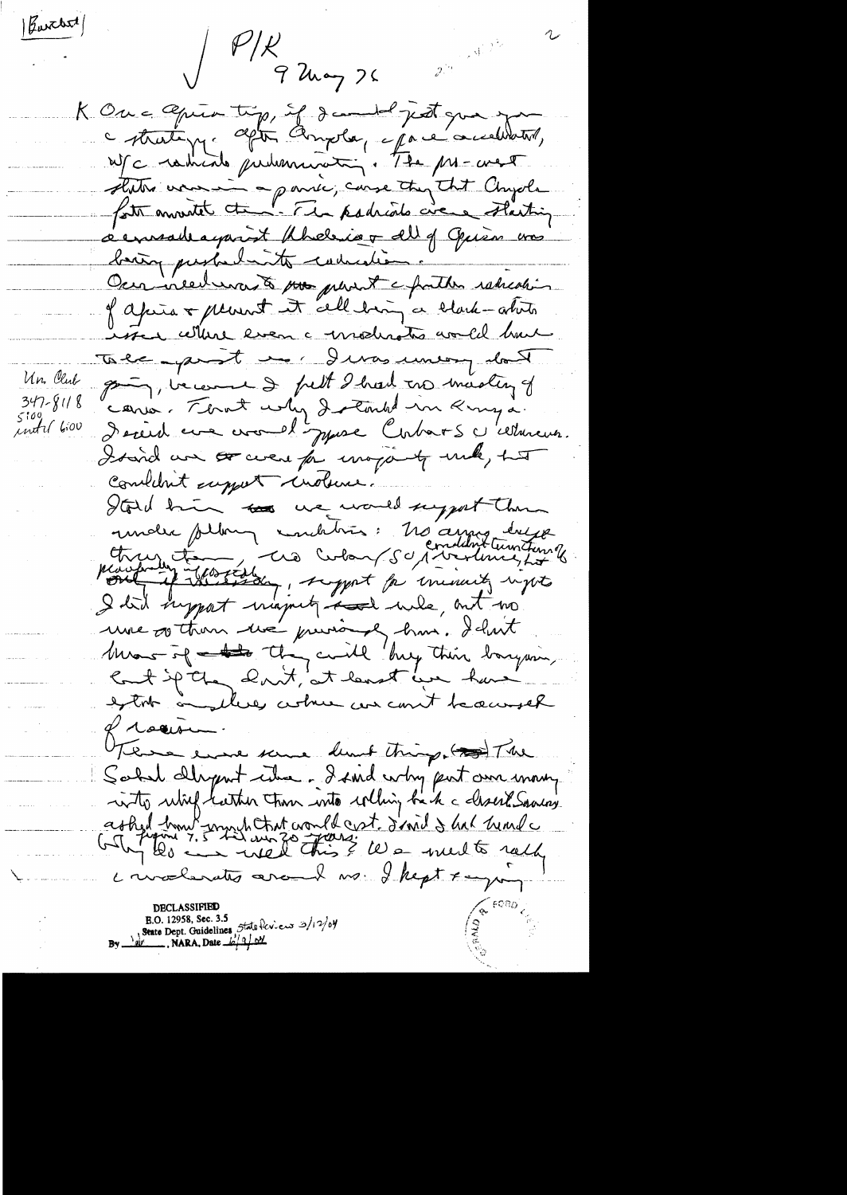|Burchet|

P/K
9 May 76

K. On a Africa trip, if I could just give you c strategy. After Angola, c pace accelerated, w/c radicals predominating. The pro-west states were in a panic, cause they that Angola foster moved them. The radicals were starting a crusade against Rhodesia & all of Africa was being pushed into radicalism.

Our need was to prevent c further radicalization of Africa & prevent it all being a black-white issue where even c moderates would have to be against us. I was uneasy about going, because I felt I had no mastery of course. That why I stated in Kenya. I said we would oppose Cubans & others. I said we are for majority rule, but couldn't support violence.

Un. Club
347-8118
5100
until 6:00

I told him we would support them under following conditions: No arms, drugs through them, no Cuban/SU, & violence, but constituent conference & peaceful negotiation, support for minority rights. I did support majority rule, but no more so than we previously have. I don't know if they will buy this bargain, but if they don't, at least we have a track on a place where we can't be accused of racism.

There were some dumb things. The Sahel thing was idea. I said why put our money into relief rather than into rolling back c desert. Sauvagnargues asked how much that would cost. I said I had heard c figure 7.5 bil over 20 years. Who could do this? We need to rally c moderates around us. I kept saying

DECLASSIFIED
E.O. 12958, Sec. 3.5
State Dept. Guidelines State Review 3/12/04
By [illegible], NARA, Date 6/9/04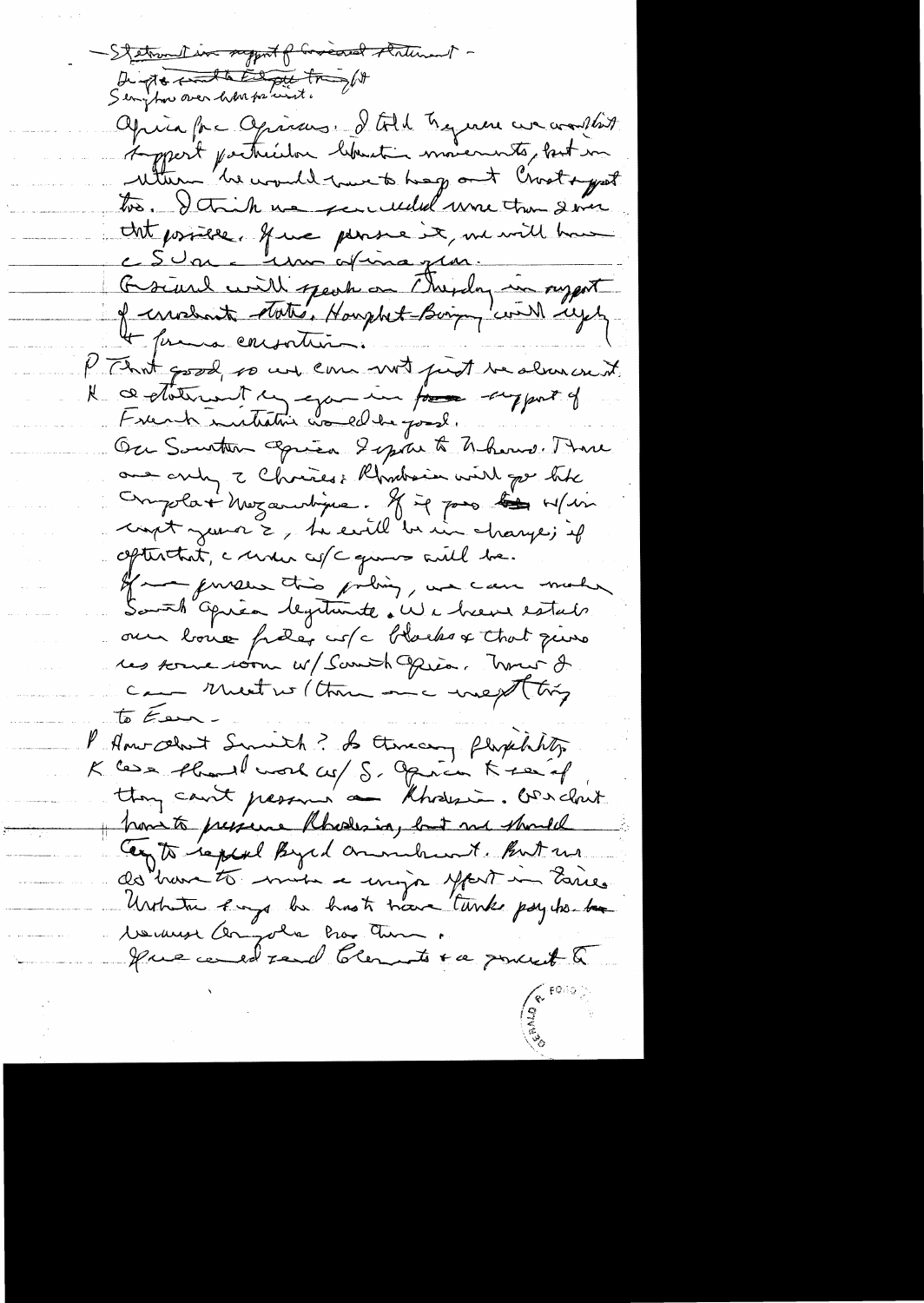- ~~Statement in support of Giscard statement~~ -
~~Dirigé contre la politique française~~
Seems to be over his person.

Africa for Africans. I told Giscard we couldn't support particular liberation movements, but in return he would have to keep out Cuba & Soviet too. I think we succeeded more than I ever thought possible. If we pursue it, we will have a Soviet - Cuban Africa plan.

Giscard will speak on Thursday in support of moderate states. Houphouet-Boigny will urge a [?] consortium.

P That good, so we can not just be obscure it.

K A statement by you in support of French initiative would be good.

On Southern Africa I spoke to Nkomo. There are only 2 choices: Rhodesia will go like Angola & Mozambique. If it goes w/in next year or 2, he will be in charge; if after that, a leader w/c guns will be.

If we pursue this policy, we can make South Africa legitimate. We have established our bona fides w/c Blacks & that gives us some room w/ South Africa. Then I can meet w/ them once more & try to Fenn -

P How about Smith? Is there any flexibility?

K We should work w/ S. Africa & see if they can't pressure Rhodesia. We don't have to pressure Rhodesia, but we should try to repeal Byrd amendment. But we do have to make a major effort in Zaire. Unless we [?] he has to have tanks psychologically because Angola has them.

If we could send Clements & a pursuit to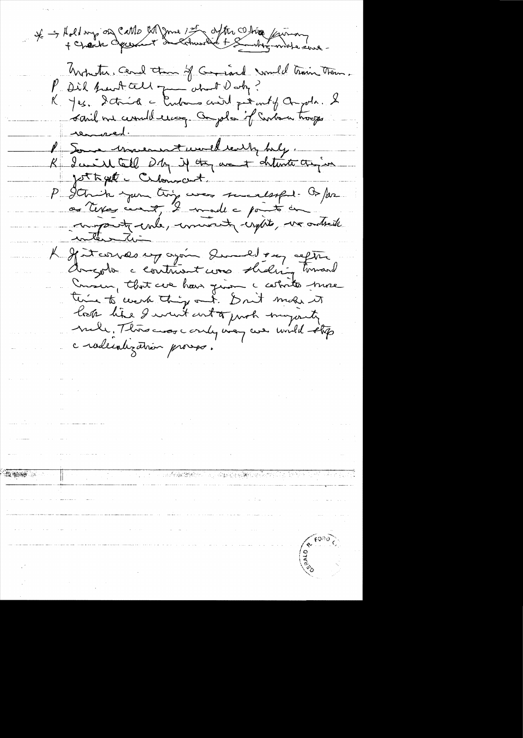* → Holding on Castro till June 15 after CD trip [?]
+ Check agreement [?] Schaufele + Sonnenfeldt make sure -

Tomorrow. Cond[?] them if Giscard would train them.

P Did Pres. tell you about Dobry?

K Yes. I think a Cubans will get out of Angola. I said we would [?] Angola if Cuban troops removed.

P Some movement would really help.

K I will tell Dobry if they want détente they've got to get a Cuban out.

P I think your trip was successful. As far as Texas went, I made a point on majority rule, minority rights, no outside intervention.

K It comes up again I would say after Angola a continent was sliding toward Cuban, that we have given c certain more time to work things out. Don't make it look like I went out to push majority rule. This was c only way we would stop c radicalization process.